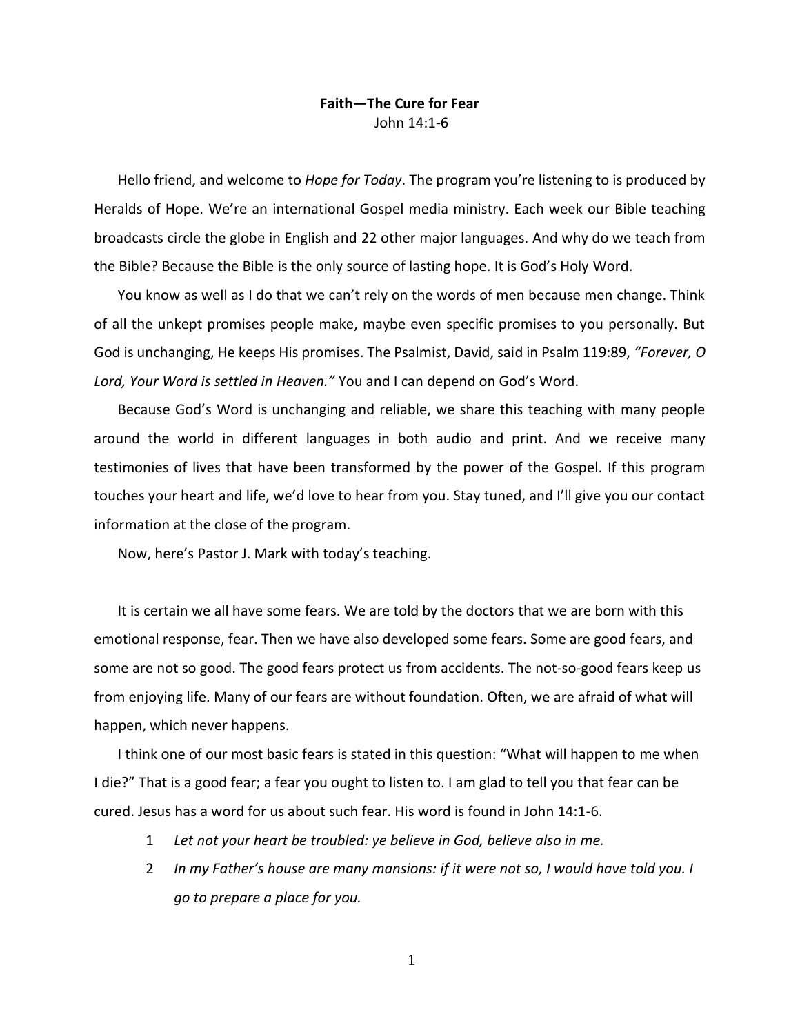**Faith—The Cure for Fear**

John 14:1-6

Hello friend, and welcome to *Hope for Today*. The program you're listening to is produced by Heralds of Hope. We're an international Gospel media ministry. Each week our Bible teaching broadcasts circle the globe in English and 22 other major languages. And why do we teach from the Bible? Because the Bible is the only source of lasting hope. It is God's Holy Word.

You know as well as I do that we can't rely on the words of men because men change. Think of all the unkept promises people make, maybe even specific promises to you personally. But God is unchanging, He keeps His promises. The Psalmist, David, said in Psalm 119:89, *"Forever, O Lord, Your Word is settled in Heaven."* You and I can depend on God's Word.

Because God's Word is unchanging and reliable, we share this teaching with many people around the world in different languages in both audio and print. And we receive many testimonies of lives that have been transformed by the power of the Gospel. If this program touches your heart and life, we'd love to hear from you. Stay tuned, and I'll give you our contact information at the close of the program.

Now, here's Pastor J. Mark with today's teaching.

It is certain we all have some fears. We are told by the doctors that we are born with this emotional response, fear. Then we have also developed some fears. Some are good fears, and some are not so good. The good fears protect us from accidents. The not-so-good fears keep us from enjoying life. Many of our fears are without foundation. Often, we are afraid of what will happen, which never happens.

I think one of our most basic fears is stated in this question: "What will happen to me when I die?" That is a good fear; a fear you ought to listen to. I am glad to tell you that fear can be cured. Jesus has a word for us about such fear. His word is found in John 14:1-6.

1 *Let not your heart be troubled: ye believe in God, believe also in me.*

2 *In my Father's house are many mansions: if it were not so, I would have told you. I go to prepare a place for you.*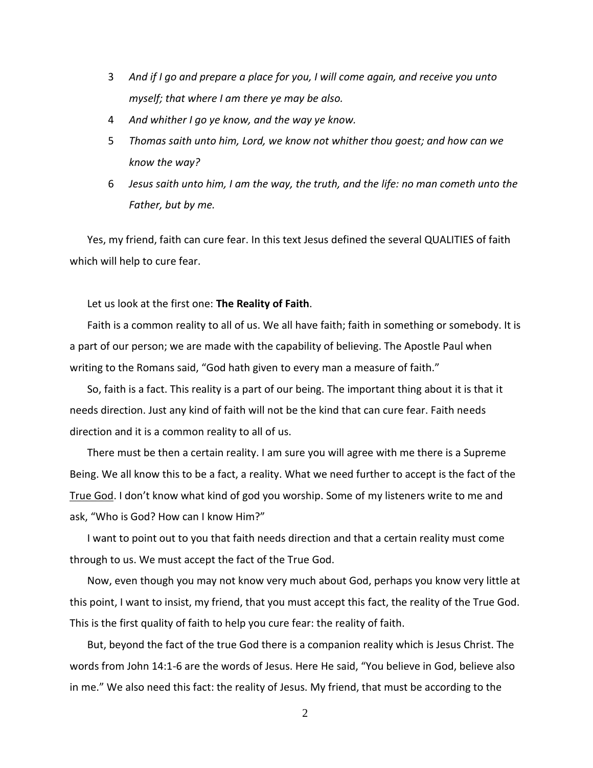3 *And if I go and prepare a place for you, I will come again, and receive you unto myself; that where I am there ye may be also.*

4 *And whither I go ye know, and the way ye know.*

5 *Thomas saith unto him, Lord, we know not whither thou goest; and how can we know the way?*

6 *Jesus saith unto him, I am the way, the truth, and the life: no man cometh unto the Father, but by me.*

Yes, my friend, faith can cure fear. In this text Jesus defined the several QUALITIES of faith which will help to cure fear.

Let us look at the first one: **The Reality of Faith**.

Faith is a common reality to all of us. We all have faith; faith in something or somebody. It is a part of our person; we are made with the capability of believing. The Apostle Paul when writing to the Romans said, "God hath given to every man a measure of faith."

So, faith is a fact. This reality is a part of our being. The important thing about it is that it needs direction. Just any kind of faith will not be the kind that can cure fear. Faith needs direction and it is a common reality to all of us.

There must be then a certain reality. I am sure you will agree with me there is a Supreme Being. We all know this to be a fact, a reality. What we need further to accept is the fact of the <u>True God</u>. I don't know what kind of god you worship. Some of my listeners write to me and ask, "Who is God? How can I know Him?"

I want to point out to you that faith needs direction and that a certain reality must come through to us. We must accept the fact of the True God.

Now, even though you may not know very much about God, perhaps you know very little at this point, I want to insist, my friend, that you must accept this fact, the reality of the True God. This is the first quality of faith to help you cure fear: the reality of faith.

But, beyond the fact of the true God there is a companion reality which is Jesus Christ. The words from John 14:1-6 are the words of Jesus. Here He said, "You believe in God, believe also in me." We also need this fact: the reality of Jesus. My friend, that must be according to the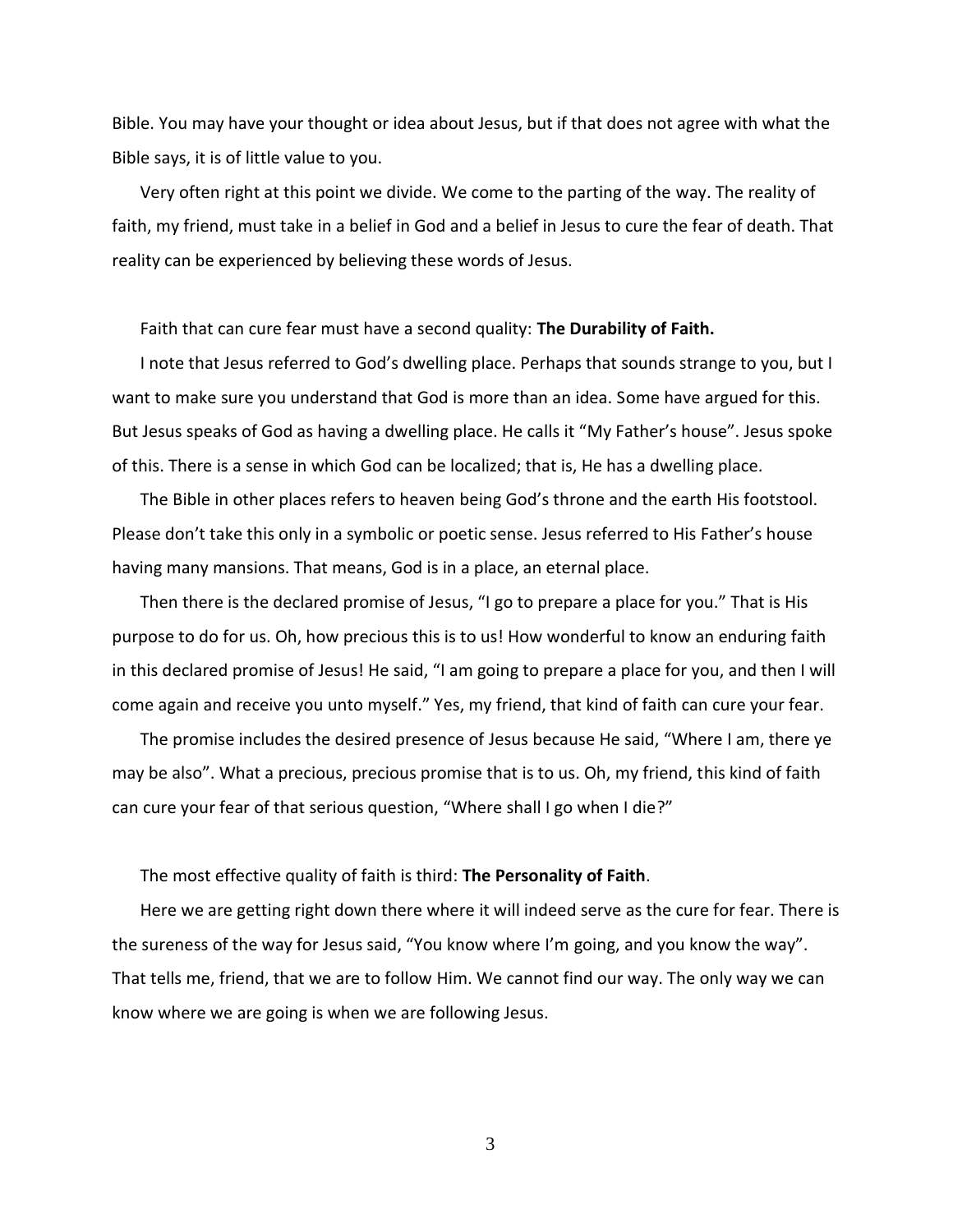Bible. You may have your thought or idea about Jesus, but if that does not agree with what the Bible says, it is of little value to you.

Very often right at this point we divide. We come to the parting of the way. The reality of faith, my friend, must take in a belief in God and a belief in Jesus to cure the fear of death. That reality can be experienced by believing these words of Jesus.

Faith that can cure fear must have a second quality: **The Durability of Faith.**

I note that Jesus referred to God's dwelling place. Perhaps that sounds strange to you, but I want to make sure you understand that God is more than an idea. Some have argued for this. But Jesus speaks of God as having a dwelling place. He calls it "My Father's house". Jesus spoke of this. There is a sense in which God can be localized; that is, He has a dwelling place.

The Bible in other places refers to heaven being God's throne and the earth His footstool. Please don't take this only in a symbolic or poetic sense. Jesus referred to His Father's house having many mansions. That means, God is in a place, an eternal place.

Then there is the declared promise of Jesus, "I go to prepare a place for you." That is His purpose to do for us. Oh, how precious this is to us! How wonderful to know an enduring faith in this declared promise of Jesus! He said, "I am going to prepare a place for you, and then I will come again and receive you unto myself." Yes, my friend, that kind of faith can cure your fear.

The promise includes the desired presence of Jesus because He said, "Where I am, there ye may be also". What a precious, precious promise that is to us. Oh, my friend, this kind of faith can cure your fear of that serious question, "Where shall I go when I die?"

The most effective quality of faith is third: **The Personality of Faith**.

Here we are getting right down there where it will indeed serve as the cure for fear. There is the sureness of the way for Jesus said, "You know where I'm going, and you know the way". That tells me, friend, that we are to follow Him. We cannot find our way. The only way we can know where we are going is when we are following Jesus.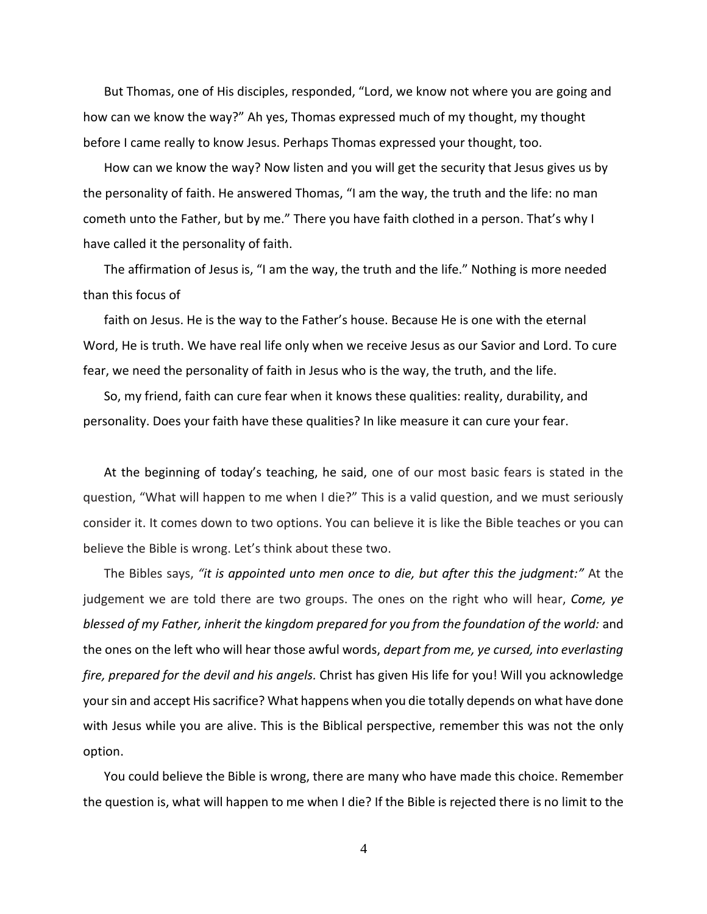But Thomas, one of His disciples, responded, "Lord, we know not where you are going and how can we know the way?" Ah yes, Thomas expressed much of my thought, my thought before I came really to know Jesus. Perhaps Thomas expressed your thought, too.

How can we know the way? Now listen and you will get the security that Jesus gives us by the personality of faith. He answered Thomas, "I am the way, the truth and the life: no man cometh unto the Father, but by me." There you have faith clothed in a person. That's why I have called it the personality of faith.

The affirmation of Jesus is, "I am the way, the truth and the life." Nothing is more needed than this focus of

faith on Jesus. He is the way to the Father's house. Because He is one with the eternal Word, He is truth. We have real life only when we receive Jesus as our Savior and Lord. To cure fear, we need the personality of faith in Jesus who is the way, the truth, and the life.

So, my friend, faith can cure fear when it knows these qualities: reality, durability, and personality. Does your faith have these qualities? In like measure it can cure your fear.

At the beginning of today's teaching, he said, one of our most basic fears is stated in the question, "What will happen to me when I die?" This is a valid question, and we must seriously consider it. It comes down to two options. You can believe it is like the Bible teaches or you can believe the Bible is wrong. Let's think about these two.

The Bibles says, *"it is appointed unto men once to die, but after this the judgment:"* At the judgement we are told there are two groups. The ones on the right who will hear, *Come, ye blessed of my Father, inherit the kingdom prepared for you from the foundation of the world:* and the ones on the left who will hear those awful words, *depart from me, ye cursed, into everlasting fire, prepared for the devil and his angels.* Christ has given His life for you! Will you acknowledge your sin and accept His sacrifice? What happens when you die totally depends on what have done with Jesus while you are alive. This is the Biblical perspective, remember this was not the only option.

You could believe the Bible is wrong, there are many who have made this choice. Remember the question is, what will happen to me when I die? If the Bible is rejected there is no limit to the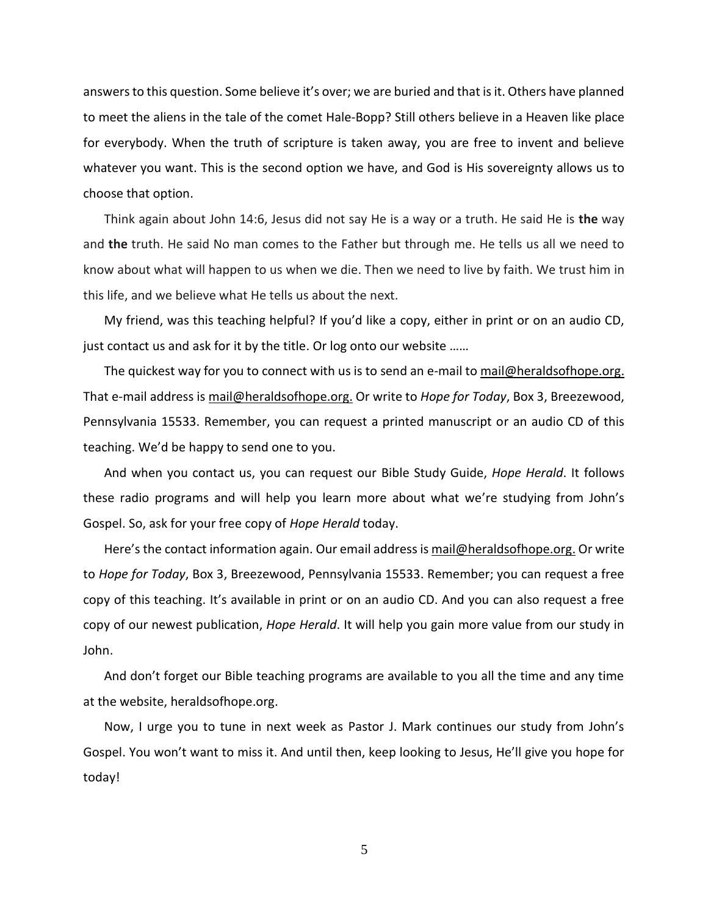answers to this question. Some believe it's over; we are buried and that is it. Others have planned to meet the aliens in the tale of the comet Hale-Bopp? Still others believe in a Heaven like place for everybody. When the truth of scripture is taken away, you are free to invent and believe whatever you want. This is the second option we have, and God is His sovereignty allows us to choose that option.

Think again about John 14:6, Jesus did not say He is a way or a truth. He said He is **the** way and **the** truth. He said No man comes to the Father but through me. He tells us all we need to know about what will happen to us when we die. Then we need to live by faith. We trust him in this life, and we believe what He tells us about the next.

My friend, was this teaching helpful? If you'd like a copy, either in print or on an audio CD, just contact us and ask for it by the title. Or log onto our website ……

The quickest way for you to connect with us is to send an e-mail to mail@heraldsofhope.org. That e-mail address is mail@heraldsofhope.org. Or write to *Hope for Today*, Box 3, Breezewood, Pennsylvania 15533. Remember, you can request a printed manuscript or an audio CD of this teaching. We'd be happy to send one to you.

And when you contact us, you can request our Bible Study Guide, *Hope Herald*. It follows these radio programs and will help you learn more about what we're studying from John's Gospel. So, ask for your free copy of *Hope Herald* today.

Here's the contact information again. Our email address is mail@heraldsofhope.org. Or write to *Hope for Today*, Box 3, Breezewood, Pennsylvania 15533. Remember; you can request a free copy of this teaching. It's available in print or on an audio CD. And you can also request a free copy of our newest publication, *Hope Herald*. It will help you gain more value from our study in John.

And don't forget our Bible teaching programs are available to you all the time and any time at the website, heraldsofhope.org.

Now, I urge you to tune in next week as Pastor J. Mark continues our study from John's Gospel. You won't want to miss it. And until then, keep looking to Jesus, He'll give you hope for today!